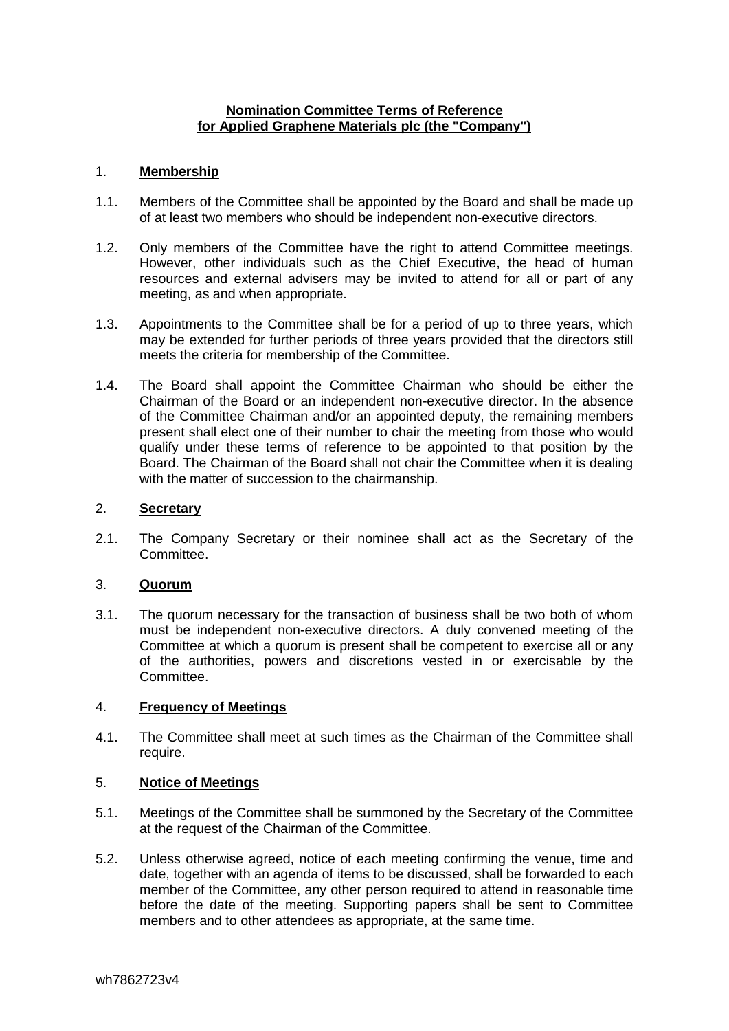**Nomination Committee Terms of Reference**
**for Applied Graphene Materials plc (the "Company")**

## 1. **Membership**

1.1. Members of the Committee shall be appointed by the Board and shall be made up of at least two members who should be independent non-executive directors.

1.2. Only members of the Committee have the right to attend Committee meetings. However, other individuals such as the Chief Executive, the head of human resources and external advisers may be invited to attend for all or part of any meeting, as and when appropriate.

1.3. Appointments to the Committee shall be for a period of up to three years, which may be extended for further periods of three years provided that the directors still meets the criteria for membership of the Committee.

1.4. The Board shall appoint the Committee Chairman who should be either the Chairman of the Board or an independent non-executive director. In the absence of the Committee Chairman and/or an appointed deputy, the remaining members present shall elect one of their number to chair the meeting from those who would qualify under these terms of reference to be appointed to that position by the Board. The Chairman of the Board shall not chair the Committee when it is dealing with the matter of succession to the chairmanship.

## 2. **Secretary**

2.1. The Company Secretary or their nominee shall act as the Secretary of the Committee.

## 3. **Quorum**

3.1. The quorum necessary for the transaction of business shall be two both of whom must be independent non-executive directors. A duly convened meeting of the Committee at which a quorum is present shall be competent to exercise all or any of the authorities, powers and discretions vested in or exercisable by the Committee.

## 4. **Frequency of Meetings**

4.1. The Committee shall meet at such times as the Chairman of the Committee shall require.

## 5. **Notice of Meetings**

5.1. Meetings of the Committee shall be summoned by the Secretary of the Committee at the request of the Chairman of the Committee.

5.2. Unless otherwise agreed, notice of each meeting confirming the venue, time and date, together with an agenda of items to be discussed, shall be forwarded to each member of the Committee, any other person required to attend in reasonable time before the date of the meeting. Supporting papers shall be sent to Committee members and to other attendees as appropriate, at the same time.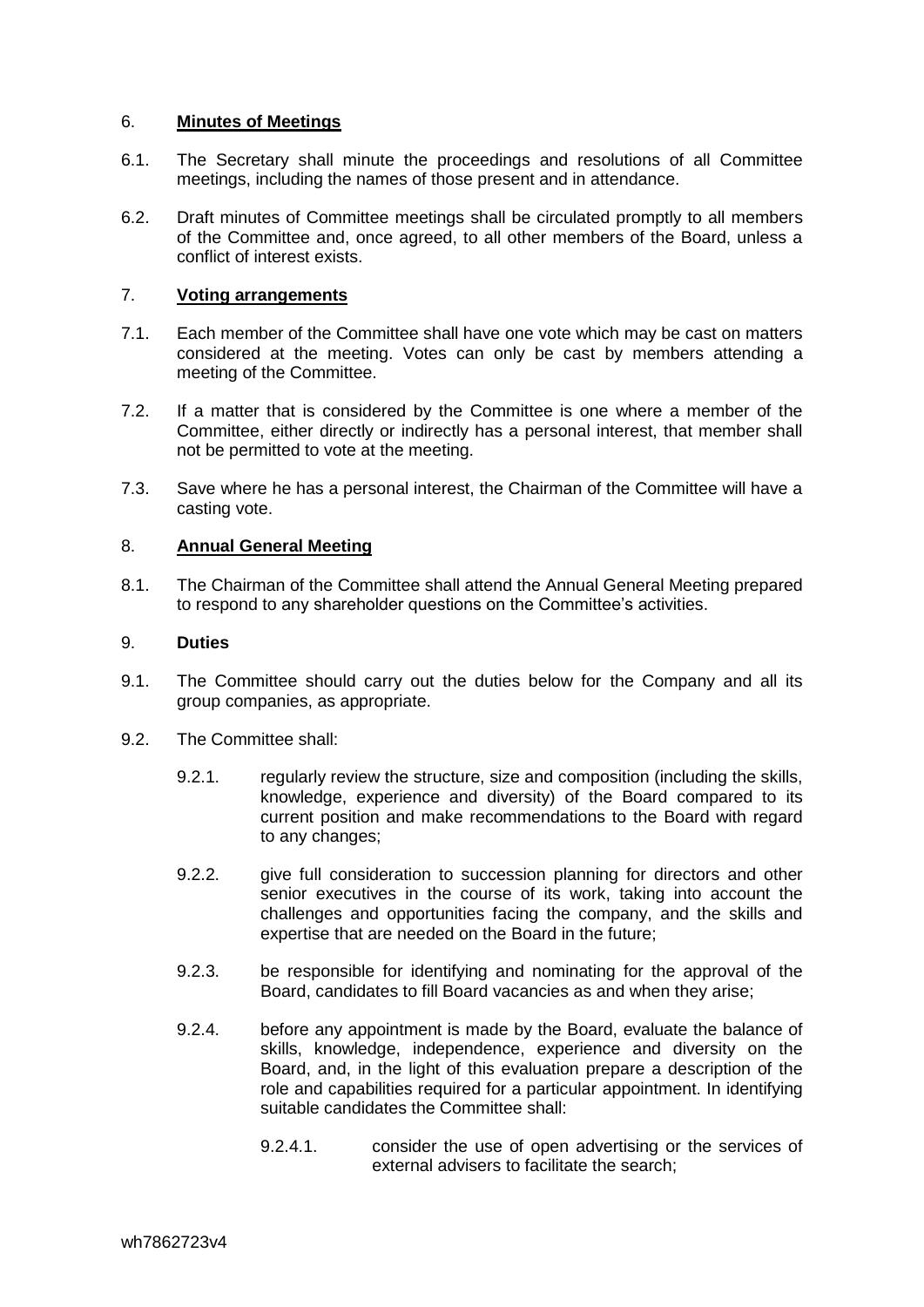## 6. **Minutes of Meetings**

6.1. The Secretary shall minute the proceedings and resolutions of all Committee meetings, including the names of those present and in attendance.

6.2. Draft minutes of Committee meetings shall be circulated promptly to all members of the Committee and, once agreed, to all other members of the Board, unless a conflict of interest exists.

## 7. **Voting arrangements**

7.1. Each member of the Committee shall have one vote which may be cast on matters considered at the meeting. Votes can only be cast by members attending a meeting of the Committee.

7.2. If a matter that is considered by the Committee is one where a member of the Committee, either directly or indirectly has a personal interest, that member shall not be permitted to vote at the meeting.

7.3. Save where he has a personal interest, the Chairman of the Committee will have a casting vote.

## 8. **Annual General Meeting**

8.1. The Chairman of the Committee shall attend the Annual General Meeting prepared to respond to any shareholder questions on the Committee's activities.

## 9. **Duties**

9.1. The Committee should carry out the duties below for the Company and all its group companies, as appropriate.

9.2. The Committee shall:

9.2.1. regularly review the structure, size and composition (including the skills, knowledge, experience and diversity) of the Board compared to its current position and make recommendations to the Board with regard to any changes;

9.2.2. give full consideration to succession planning for directors and other senior executives in the course of its work, taking into account the challenges and opportunities facing the company, and the skills and expertise that are needed on the Board in the future;

9.2.3. be responsible for identifying and nominating for the approval of the Board, candidates to fill Board vacancies as and when they arise;

9.2.4. before any appointment is made by the Board, evaluate the balance of skills, knowledge, independence, experience and diversity on the Board, and, in the light of this evaluation prepare a description of the role and capabilities required for a particular appointment. In identifying suitable candidates the Committee shall:

9.2.4.1. consider the use of open advertising or the services of external advisers to facilitate the search;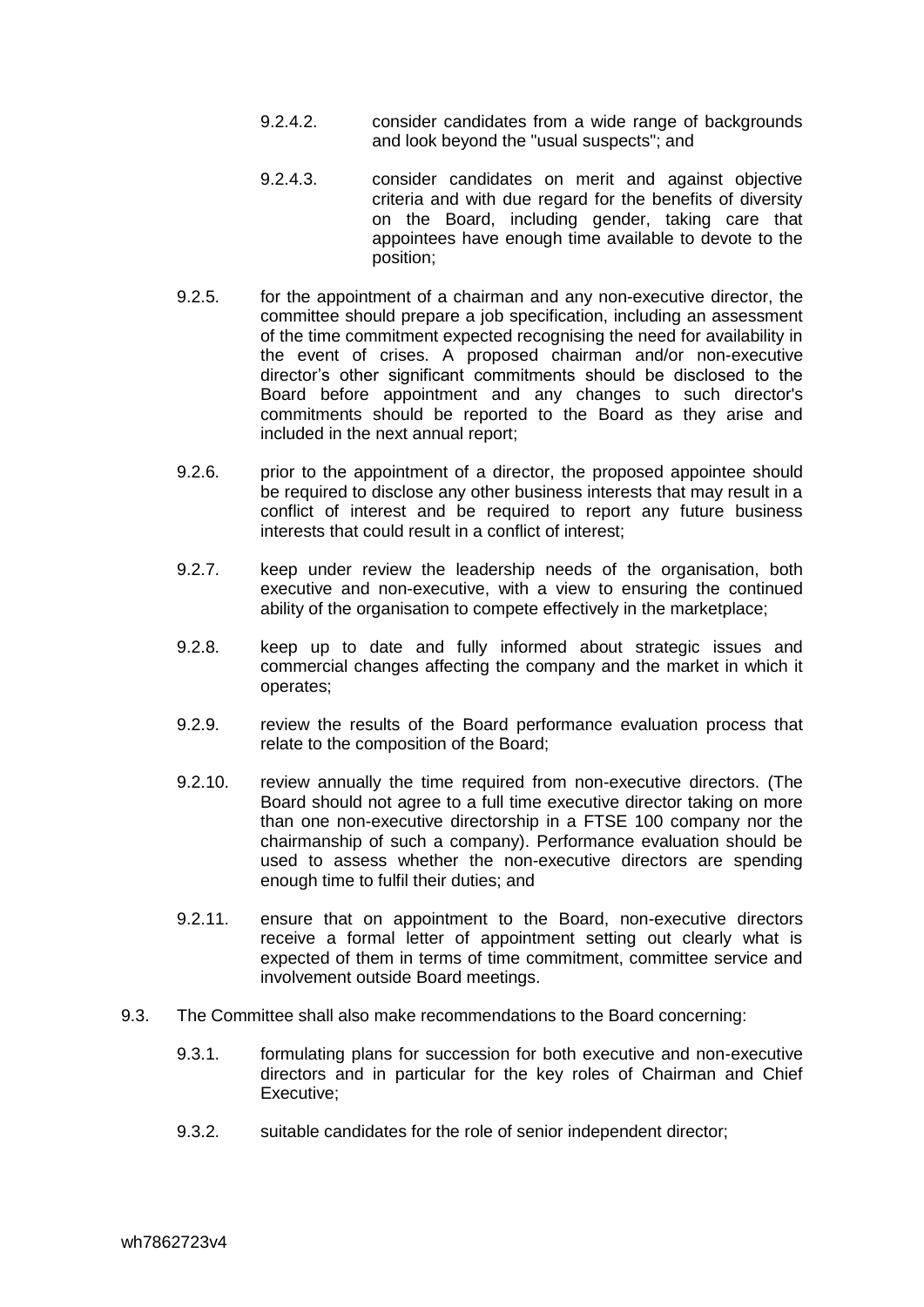9.2.4.2. consider candidates from a wide range of backgrounds and look beyond the "usual suspects"; and

9.2.4.3. consider candidates on merit and against objective criteria and with due regard for the benefits of diversity on the Board, including gender, taking care that appointees have enough time available to devote to the position;

9.2.5. for the appointment of a chairman and any non-executive director, the committee should prepare a job specification, including an assessment of the time commitment expected recognising the need for availability in the event of crises. A proposed chairman and/or non-executive director's other significant commitments should be disclosed to the Board before appointment and any changes to such director's commitments should be reported to the Board as they arise and included in the next annual report;

9.2.6. prior to the appointment of a director, the proposed appointee should be required to disclose any other business interests that may result in a conflict of interest and be required to report any future business interests that could result in a conflict of interest;

9.2.7. keep under review the leadership needs of the organisation, both executive and non-executive, with a view to ensuring the continued ability of the organisation to compete effectively in the marketplace;

9.2.8. keep up to date and fully informed about strategic issues and commercial changes affecting the company and the market in which it operates;

9.2.9. review the results of the Board performance evaluation process that relate to the composition of the Board;

9.2.10. review annually the time required from non-executive directors. (The Board should not agree to a full time executive director taking on more than one non-executive directorship in a FTSE 100 company nor the chairmanship of such a company). Performance evaluation should be used to assess whether the non-executive directors are spending enough time to fulfil their duties; and

9.2.11. ensure that on appointment to the Board, non-executive directors receive a formal letter of appointment setting out clearly what is expected of them in terms of time commitment, committee service and involvement outside Board meetings.

9.3. The Committee shall also make recommendations to the Board concerning:

9.3.1. formulating plans for succession for both executive and non-executive directors and in particular for the key roles of Chairman and Chief Executive;

9.3.2. suitable candidates for the role of senior independent director;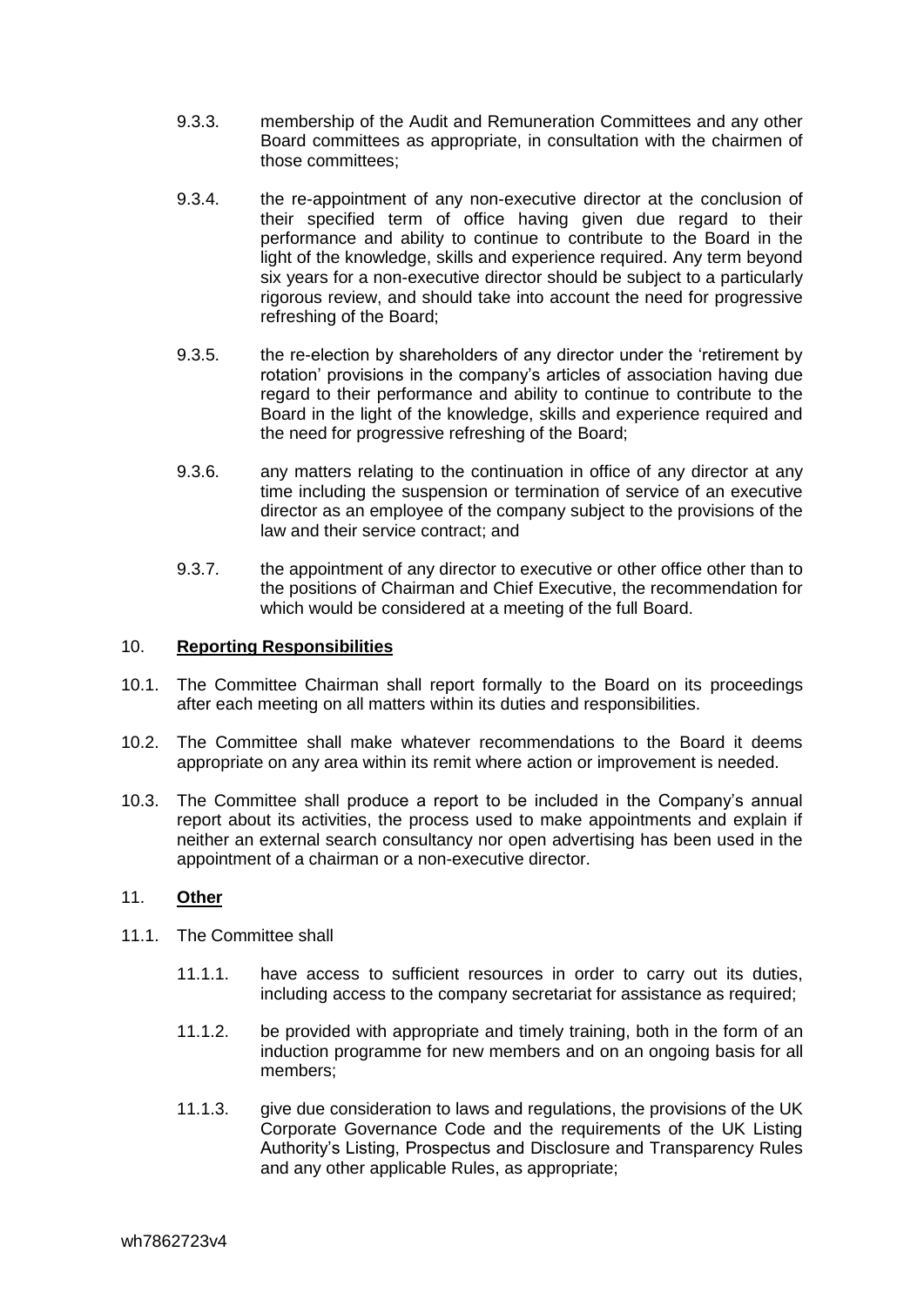9.3.3. membership of the Audit and Remuneration Committees and any other Board committees as appropriate, in consultation with the chairmen of those committees;

9.3.4. the re-appointment of any non-executive director at the conclusion of their specified term of office having given due regard to their performance and ability to continue to contribute to the Board in the light of the knowledge, skills and experience required. Any term beyond six years for a non-executive director should be subject to a particularly rigorous review, and should take into account the need for progressive refreshing of the Board;

9.3.5. the re-election by shareholders of any director under the 'retirement by rotation' provisions in the company's articles of association having due regard to their performance and ability to continue to contribute to the Board in the light of the knowledge, skills and experience required and the need for progressive refreshing of the Board;

9.3.6. any matters relating to the continuation in office of any director at any time including the suspension or termination of service of an executive director as an employee of the company subject to the provisions of the law and their service contract; and

9.3.7. the appointment of any director to executive or other office other than to the positions of Chairman and Chief Executive, the recommendation for which would be considered at a meeting of the full Board.

## 10. **Reporting Responsibilities**

10.1. The Committee Chairman shall report formally to the Board on its proceedings after each meeting on all matters within its duties and responsibilities.

10.2. The Committee shall make whatever recommendations to the Board it deems appropriate on any area within its remit where action or improvement is needed.

10.3. The Committee shall produce a report to be included in the Company's annual report about its activities, the process used to make appointments and explain if neither an external search consultancy nor open advertising has been used in the appointment of a chairman or a non-executive director.

## 11. **Other**

11.1. The Committee shall

11.1.1. have access to sufficient resources in order to carry out its duties, including access to the company secretariat for assistance as required;

11.1.2. be provided with appropriate and timely training, both in the form of an induction programme for new members and on an ongoing basis for all members;

11.1.3. give due consideration to laws and regulations, the provisions of the UK Corporate Governance Code and the requirements of the UK Listing Authority's Listing, Prospectus and Disclosure and Transparency Rules and any other applicable Rules, as appropriate;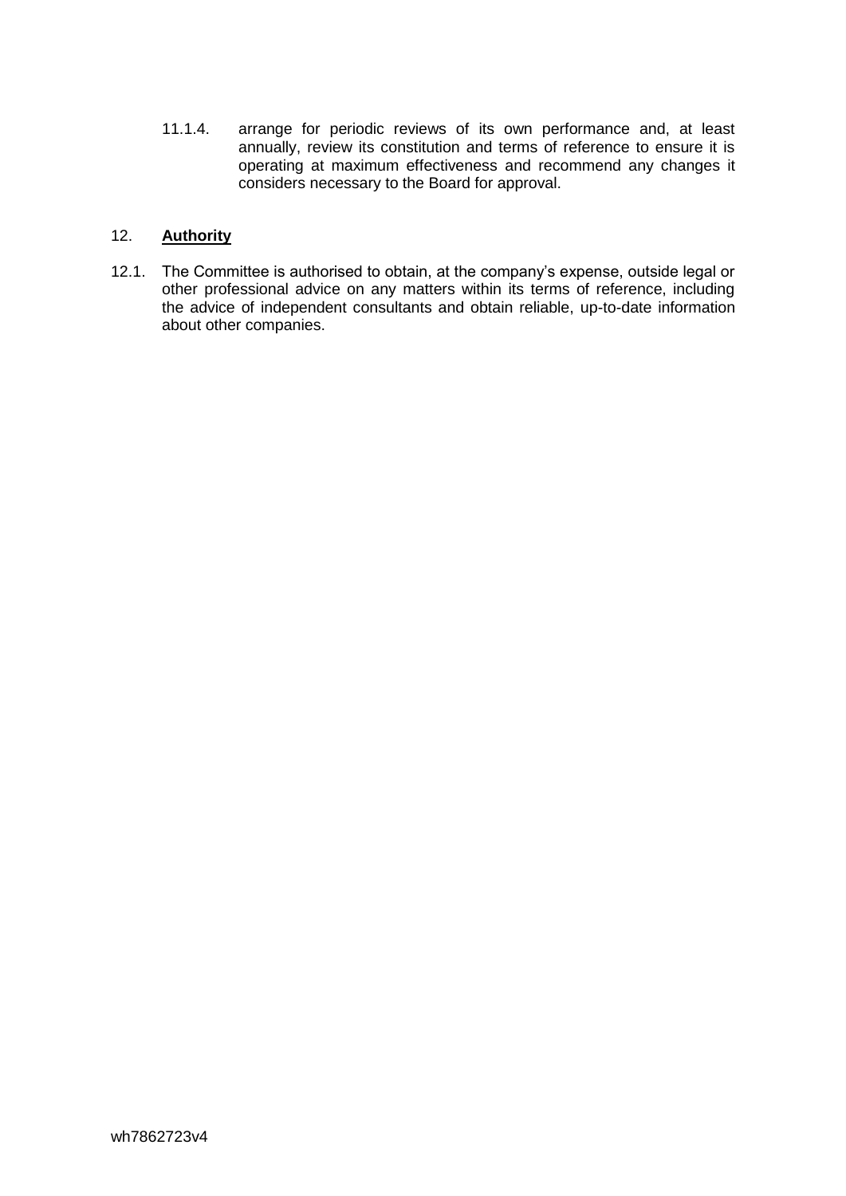11.1.4. arrange for periodic reviews of its own performance and, at least annually, review its constitution and terms of reference to ensure it is operating at maximum effectiveness and recommend any changes it considers necessary to the Board for approval.

## 12. **Authority**

12.1. The Committee is authorised to obtain, at the company's expense, outside legal or other professional advice on any matters within its terms of reference, including the advice of independent consultants and obtain reliable, up-to-date information about other companies.